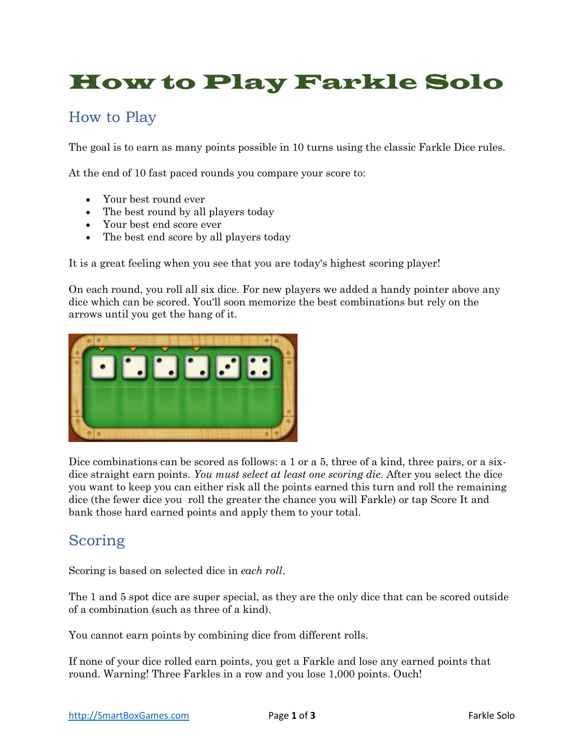# How to Play Farkle Solo

## How to Play

The goal is to earn as many points possible in 10 turns using the classic Farkle Dice rules.

At the end of 10 fast paced rounds you compare your score to:

- Your best round ever
- The best round by all players today
- Your best end score ever
- The best end score by all players today

It is a great feeling when you see that you are today's highest scoring player!

On each round, you roll all six dice. For new players we added a handy pointer above any dice which can be scored. You'll soon memorize the best combinations but rely on the arrows until you get the hang of it.

Dice combinations can be scored as follows: a 1 or a 5, three of a kind, three pairs, or a six-dice straight earn points. *You must select at least one scoring die*. After you select the dice you want to keep you can either risk all the points earned this turn and roll the remaining dice (the fewer dice you roll the greater the chance you will Farkle) or tap Score It and bank those hard earned points and apply them to your total.

## Scoring

Scoring is based on selected dice in *each roll*.

The 1 and 5 spot dice are super special, as they are the only dice that can be scored outside of a combination (such as three of a kind).

You cannot earn points by combining dice from different rolls.

If none of your dice rolled earn points, you get a Farkle and lose any earned points that round. Warning! Three Farkles in a row and you lose 1,000 points. Ouch!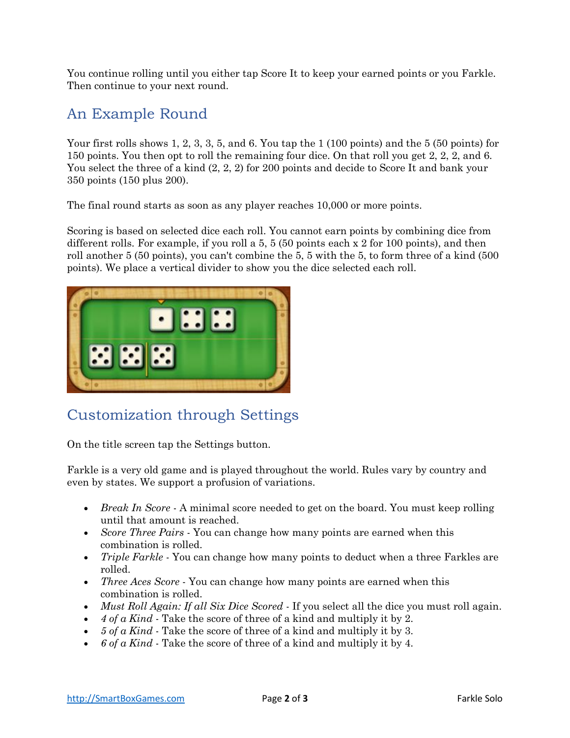You continue rolling until you either tap Score It to keep your earned points or you Farkle. Then continue to your next round.

## An Example Round

Your first rolls shows 1, 2, 3, 3, 5, and 6. You tap the 1 (100 points) and the 5 (50 points) for 150 points. You then opt to roll the remaining four dice. On that roll you get 2, 2, 2, and 6. You select the three of a kind (2, 2, 2) for 200 points and decide to Score It and bank your 350 points (150 plus 200).

The final round starts as soon as any player reaches 10,000 or more points.

Scoring is based on selected dice each roll. You cannot earn points by combining dice from different rolls. For example, if you roll a 5, 5 (50 points each x 2 for 100 points), and then roll another 5 (50 points), you can't combine the 5, 5 with the 5, to form three of a kind (500 points). We place a vertical divider to show you the dice selected each roll.

## Customization through Settings

On the title screen tap the Settings button.

Farkle is a very old game and is played throughout the world. Rules vary by country and even by states. We support a profusion of variations.

- *Break In Score* - A minimal score needed to get on the board. You must keep rolling until that amount is reached.
- *Score Three Pairs* - You can change how many points are earned when this combination is rolled.
- *Triple Farkle* - You can change how many points to deduct when a three Farkles are rolled.
- *Three Aces Score* - You can change how many points are earned when this combination is rolled.
- *Must Roll Again: If all Six Dice Scored* - If you select all the dice you must roll again.
- *4 of a Kind* - Take the score of three of a kind and multiply it by 2.
- *5 of a Kind* - Take the score of three of a kind and multiply it by 3.
- *6 of a Kind* - Take the score of three of a kind and multiply it by 4.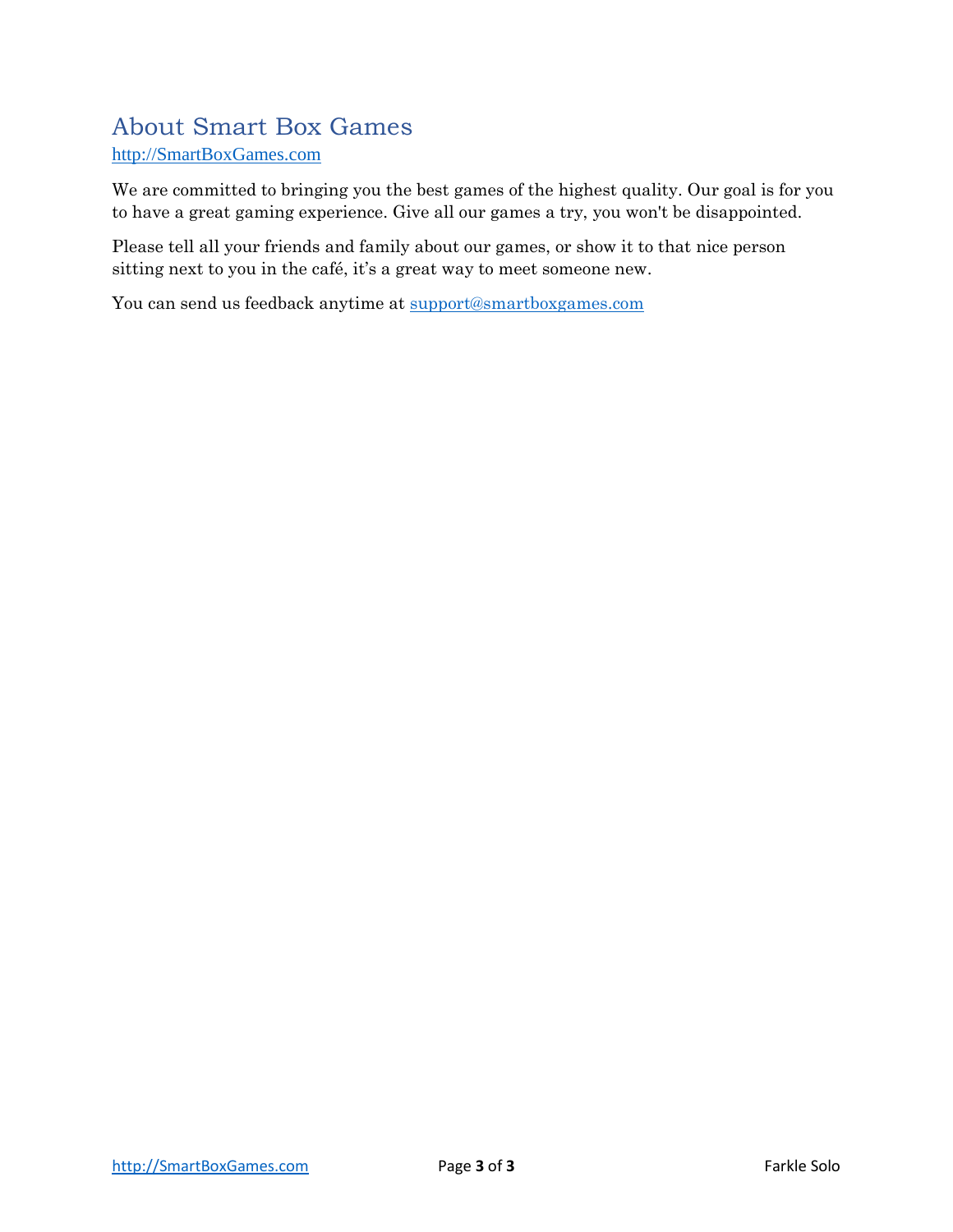# About Smart Box Games

[http://SmartBoxGames.com](http://SmartBoxGames.com)

We are committed to bringing you the best games of the highest quality. Our goal is for you to have a great gaming experience. Give all our games a try, you won't be disappointed.

Please tell all your friends and family about our games, or show it to that nice person sitting next to you in the café, it's a great way to meet someone new.

You can send us feedback anytime at [support@smartboxgames.com](mailto:support@smartboxgames.com)